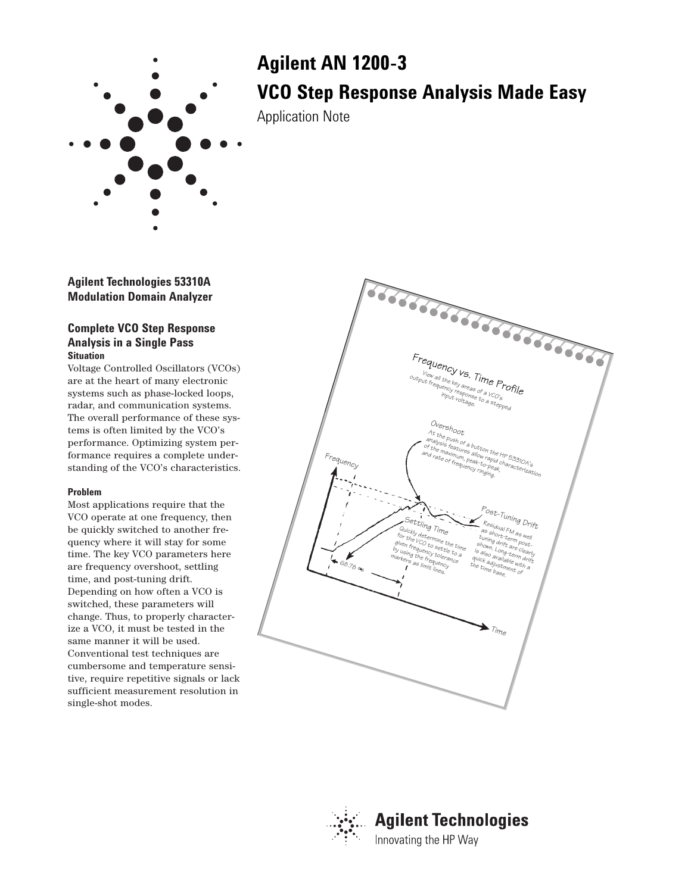# Agilent AN 1200-3

# VCO Step Response Analysis Made Easy

Application Note

## Agilent Technologies 53310A Modulation Domain Analyzer

### Complete VCO Step Response Analysis in a Single Pass

**Situation**

Voltage Controlled Oscillators (VCOs) are at the heart of many electronic systems such as phase-locked loops, radar, and communication systems. The overall performance of these systems is often limited by the VCO's performance. Optimizing system performance requires a complete understanding of the VCO's characteristics.

**Problem**

Most applications require that the VCO operate at one frequency, then be quickly switched to another frequency where it will stay for some time. The key VCO parameters here are frequency overshoot, settling time, and post-tuning drift. Depending on how often a VCO is switched, these parameters will change. Thus, to properly characterize a VCO, it must be tested in the same manner it will be used. Conventional test techniques are cumbersome and temperature sensitive, require repetitive signals or lack sufficient measurement resolution in single-shot modes.

**Frequency vs. Time Profile**

View all the key areas of a VCO's output frequency response to a stepped input voltage.

**Overshoot**

At the push of a button the HP 53310A's analysis features allow rapid characterization of the maximum, peak-to-peak, and rate of frequency ringing.

**Settling Time**

Quickly determine the time for the VCO to settle to a given frequency tolerance by using the frequency markers as limit lines.

**Post-Tuning Drift**

Residual FM as well as short-term post-tuning drift are clearly shown. Long-term drift is also available with a quick adjustment of the time base.

Frequency

Time

68.78 ns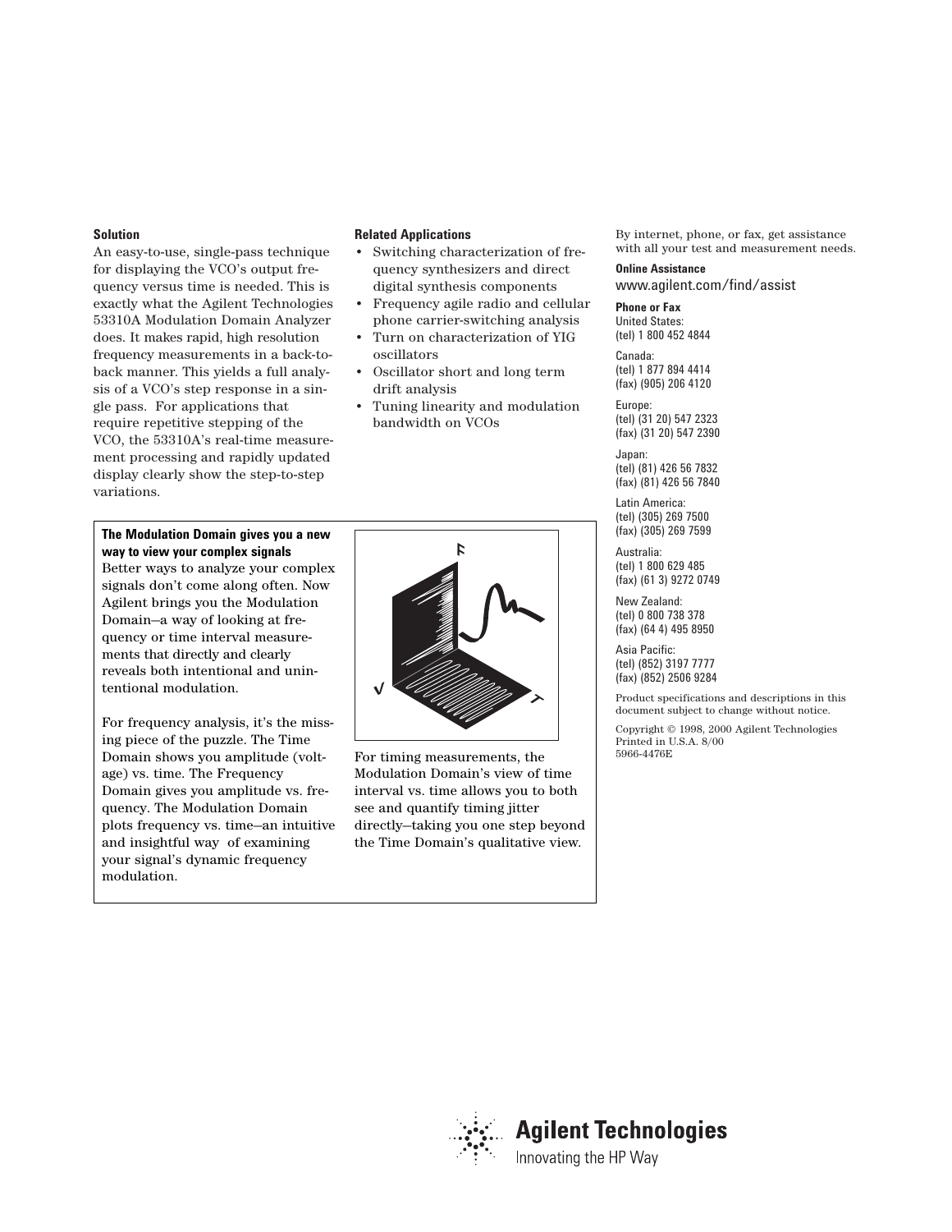**Solution**

An easy-to-use, single-pass technique for displaying the VCO's output frequency versus time is needed. This is exactly what the Agilent Technologies 53310A Modulation Domain Analyzer does. It makes rapid, high resolution frequency measurements in a back-to-back manner. This yields a full analysis of a VCO's step response in a single pass. For applications that require repetitive stepping of the VCO, the 53310A's real-time measurement processing and rapidly updated display clearly show the step-to-step variations.

**Related Applications**

- Switching characterization of frequency synthesizers and direct digital synthesis components
- Frequency agile radio and cellular phone carrier-switching analysis
- Turn on characterization of YIG oscillators
- Oscillator short and long term drift analysis
- Tuning linearity and modulation bandwidth on VCOs

**The Modulation Domain gives you a new way to view your complex signals**

Better ways to analyze your complex signals don't come along often. Now Agilent brings you the Modulation Domain—a way of looking at frequency or time interval measurements that directly and clearly reveals both intentional and unintentional modulation.

For frequency analysis, it's the missing piece of the puzzle. The Time Domain shows you amplitude (voltage) vs. time. The Frequency Domain gives you amplitude vs. frequency. The Modulation Domain plots frequency vs. time—an intuitive and insightful way of examining your signal's dynamic frequency modulation.

F

V

T

For timing measurements, the Modulation Domain's view of time interval vs. time allows you to both see and quantify timing jitter directly—taking you one step beyond the Time Domain's qualitative view.

By internet, phone, or fax, get assistance with all your test and measurement needs.

**Online Assistance**

www.agilent.com/find/assist

**Phone or Fax**

United States:
(tel) 1 800 452 4844

Canada:
(tel) 1 877 894 4414
(fax) (905) 206 4120

Europe:
(tel) (31 20) 547 2323
(fax) (31 20) 547 2390

Japan:
(tel) (81) 426 56 7832
(fax) (81) 426 56 7840

Latin America:
(tel) (305) 269 7500
(fax) (305) 269 7599

Australia:
(tel) 1 800 629 485
(fax) (61 3) 9272 0749

New Zealand:
(tel) 0 800 738 378
(fax) (64 4) 495 8950

Asia Pacific:
(tel) (852) 3197 7777
(fax) (852) 2506 9284

Product specifications and descriptions in this document subject to change without notice.

Copyright © 1998, 2000 Agilent Technologies
Printed in U.S.A. 8/00
5966-4476E

**Agilent Technologies**
Innovating the HP Way